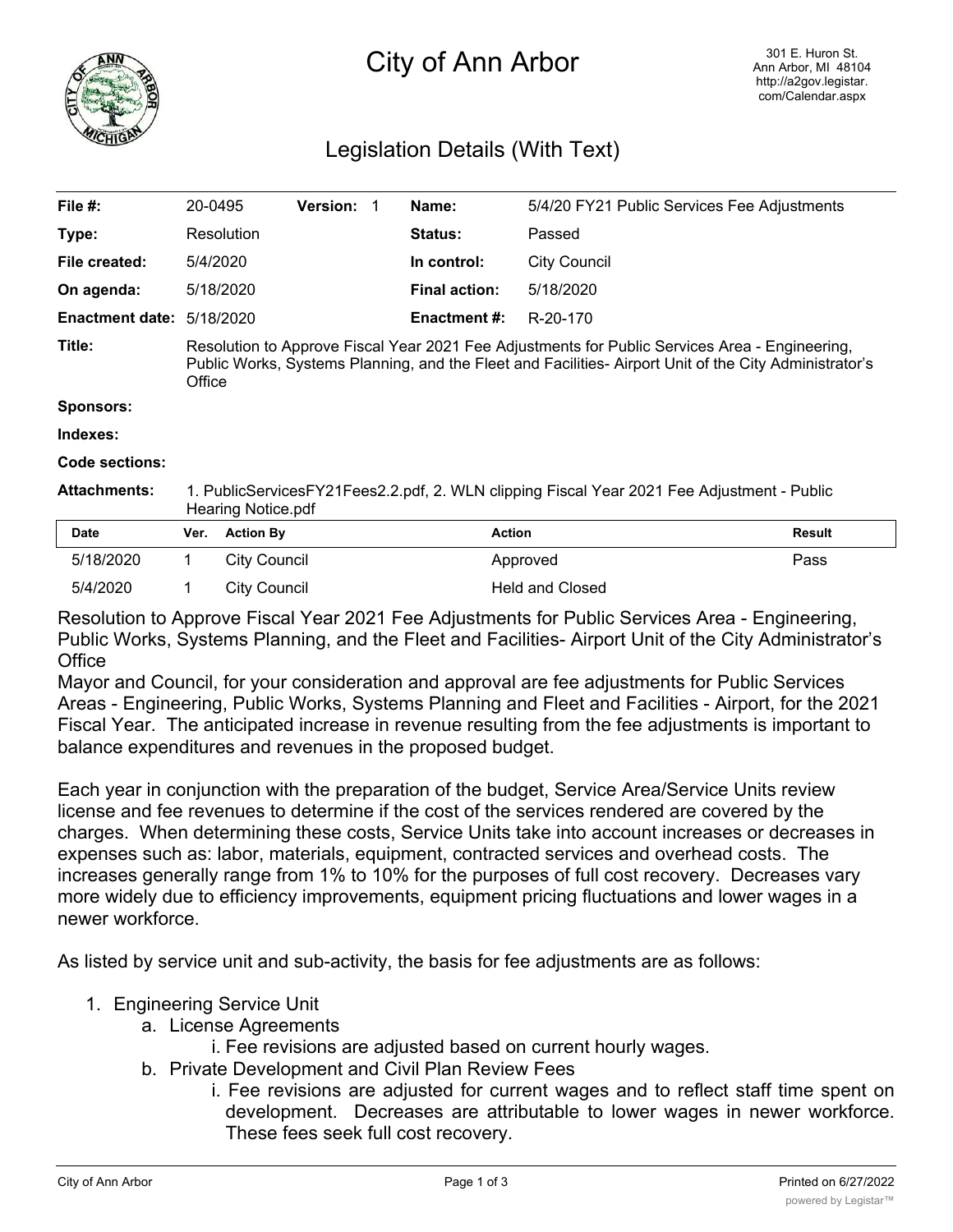# City of Ann Arbor

301 E. Huron St.
Ann Arbor, MI 48104
http://a2gov.legistar.com/Calendar.aspx

## Legislation Details (With Text)

| | | | | | |
|---|---|---|---|---|---|
| **File #:** | 20-0495 | **Version:** | 1 | **Name:** | 5/4/20 FY21 Public Services Fee Adjustments |
| **Type:** | Resolution | | | **Status:** | Passed |
| **File created:** | 5/4/2020 | | | **In control:** | City Council |
| **On agenda:** | 5/18/2020 | | | **Final action:** | 5/18/2020 |
| **Enactment date:** | 5/18/2020 | | | **Enactment #:** | R-20-170 |

**Title:** Resolution to Approve Fiscal Year 2021 Fee Adjustments for Public Services Area - Engineering, Public Works, Systems Planning, and the Fleet and Facilities- Airport Unit of the City Administrator's Office

**Sponsors:**

**Indexes:**

**Code sections:**

**Attachments:** 1. PublicServicesFY21Fees2.2.pdf, 2. WLN clipping Fiscal Year 2021 Fee Adjustment - Public Hearing Notice.pdf

| Date | Ver. | Action By | Action | Result |
|---|---|---|---|---|
| 5/18/2020 | 1 | City Council | Approved | Pass |
| 5/4/2020 | 1 | City Council | Held and Closed | |

Resolution to Approve Fiscal Year 2021 Fee Adjustments for Public Services Area - Engineering, Public Works, Systems Planning, and the Fleet and Facilities- Airport Unit of the City Administrator's Office

Mayor and Council, for your consideration and approval are fee adjustments for Public Services Areas - Engineering, Public Works, Systems Planning and Fleet and Facilities - Airport, for the 2021 Fiscal Year. The anticipated increase in revenue resulting from the fee adjustments is important to balance expenditures and revenues in the proposed budget.

Each year in conjunction with the preparation of the budget, Service Area/Service Units review license and fee revenues to determine if the cost of the services rendered are covered by the charges. When determining these costs, Service Units take into account increases or decreases in expenses such as: labor, materials, equipment, contracted services and overhead costs. The increases generally range from 1% to 10% for the purposes of full cost recovery. Decreases vary more widely due to efficiency improvements, equipment pricing fluctuations and lower wages in a newer workforce.

As listed by service unit and sub-activity, the basis for fee adjustments are as follows:

1. Engineering Service Unit
   a. License Agreements
      i. Fee revisions are adjusted based on current hourly wages.
   b. Private Development and Civil Plan Review Fees
      i. Fee revisions are adjusted for current wages and to reflect staff time spent on development. Decreases are attributable to lower wages in newer workforce. These fees seek full cost recovery.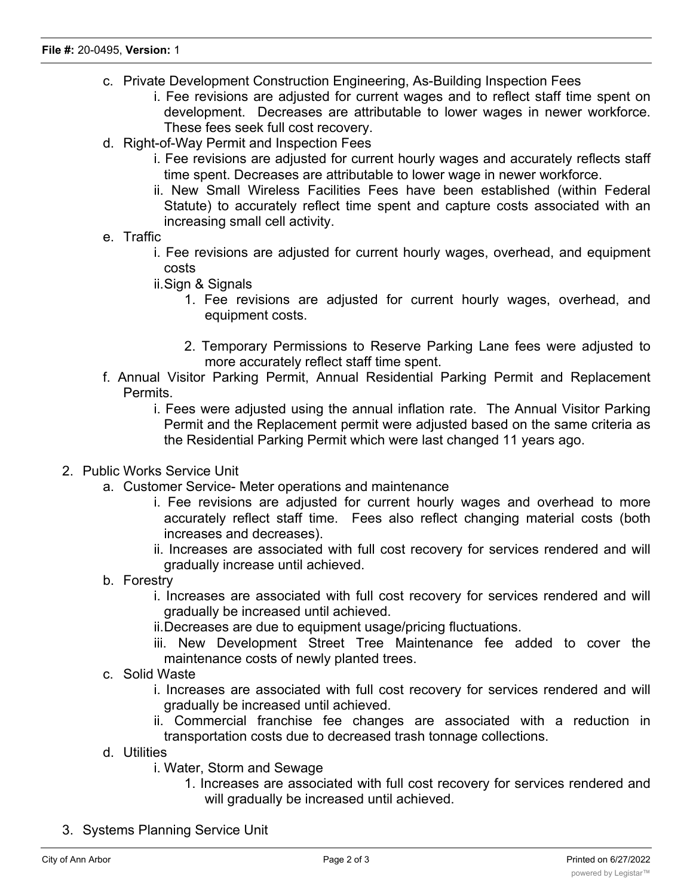c. Private Development Construction Engineering, As-Building Inspection Fees
    - i. Fee revisions are adjusted for current wages and to reflect staff time spent on development. Decreases are attributable to lower wages in newer workforce. These fees seek full cost recovery.

d. Right-of-Way Permit and Inspection Fees
    - i. Fee revisions are adjusted for current hourly wages and accurately reflects staff time spent. Decreases are attributable to lower wage in newer workforce.
    - ii. New Small Wireless Facilities Fees have been established (within Federal Statute) to accurately reflect time spent and capture costs associated with an increasing small cell activity.

e. Traffic
    - i. Fee revisions are adjusted for current hourly wages, overhead, and equipment costs
    - ii. Sign & Signals
        1. Fee revisions are adjusted for current hourly wages, overhead, and equipment costs.
        2. Temporary Permissions to Reserve Parking Lane fees were adjusted to more accurately reflect staff time spent.

f. Annual Visitor Parking Permit, Annual Residential Parking Permit and Replacement Permits.
    - i. Fees were adjusted using the annual inflation rate. The Annual Visitor Parking Permit and the Replacement permit were adjusted based on the same criteria as the Residential Parking Permit which were last changed 11 years ago.

2. Public Works Service Unit

    a. Customer Service- Meter operations and maintenance
        - i. Fee revisions are adjusted for current hourly wages and overhead to more accurately reflect staff time. Fees also reflect changing material costs (both increases and decreases).
        - ii. Increases are associated with full cost recovery for services rendered and will gradually increase until achieved.

    b. Forestry
        - i. Increases are associated with full cost recovery for services rendered and will gradually be increased until achieved.
        - ii. Decreases are due to equipment usage/pricing fluctuations.
        - iii. New Development Street Tree Maintenance fee added to cover the maintenance costs of newly planted trees.

    c. Solid Waste
        - i. Increases are associated with full cost recovery for services rendered and will gradually be increased until achieved.
        - ii. Commercial franchise fee changes are associated with a reduction in transportation costs due to decreased trash tonnage collections.

    d. Utilities
        - i. Water, Storm and Sewage
            1. Increases are associated with full cost recovery for services rendered and will gradually be increased until achieved.

3. Systems Planning Service Unit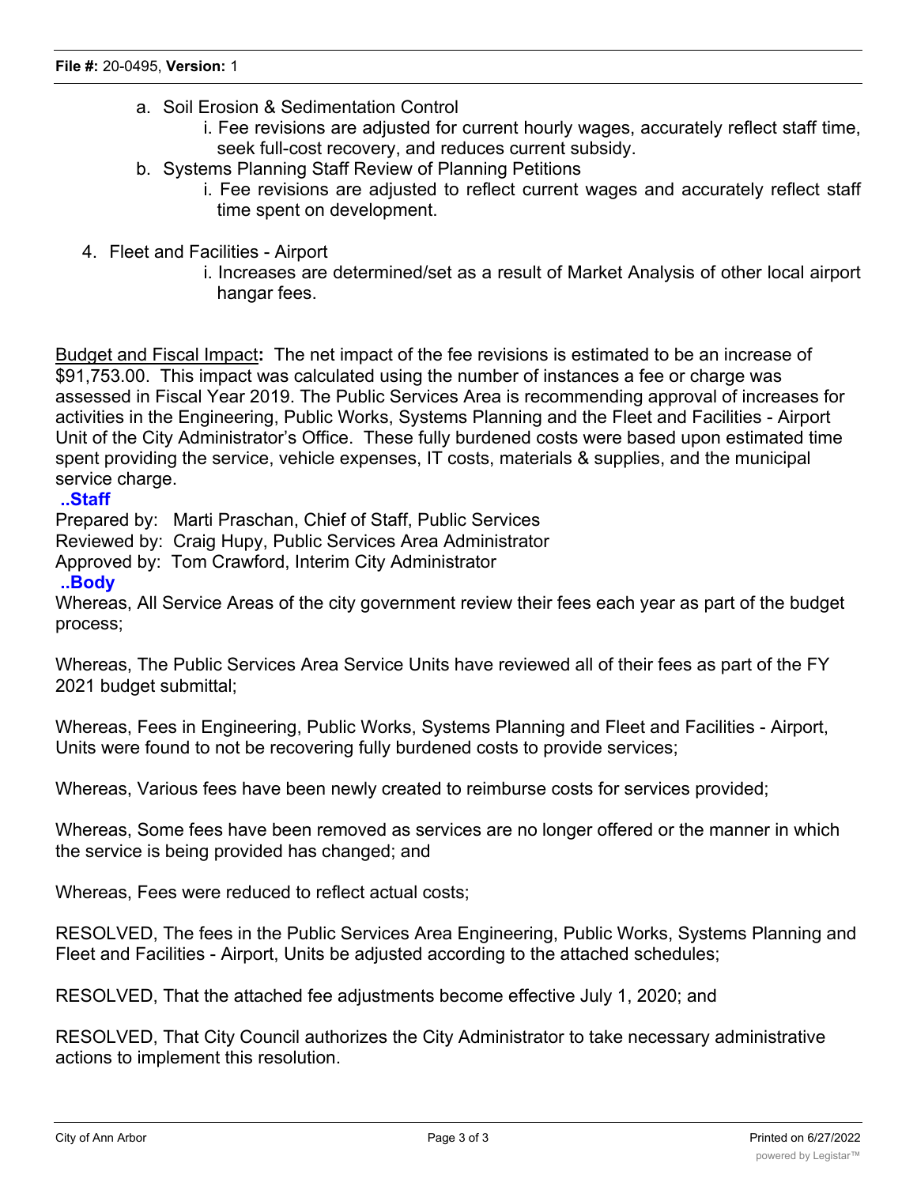a. Soil Erosion & Sedimentation Control
   i. Fee revisions are adjusted for current hourly wages, accurately reflect staff time, seek full-cost recovery, and reduces current subsidy.
b. Systems Planning Staff Review of Planning Petitions
   i. Fee revisions are adjusted to reflect current wages and accurately reflect staff time spent on development.

4. Fleet and Facilities - Airport
   i. Increases are determined/set as a result of Market Analysis of other local airport hangar fees.

Budget and Fiscal Impact**:** The net impact of the fee revisions is estimated to be an increase of $91,753.00. This impact was calculated using the number of instances a fee or charge was assessed in Fiscal Year 2019. The Public Services Area is recommending approval of increases for activities in the Engineering, Public Works, Systems Planning and the Fleet and Facilities - Airport Unit of the City Administrator's Office. These fully burdened costs were based upon estimated time spent providing the service, vehicle expenses, IT costs, materials & supplies, and the municipal service charge.

**..Staff**

Prepared by: Marti Praschan, Chief of Staff, Public Services
Reviewed by: Craig Hupy, Public Services Area Administrator
Approved by: Tom Crawford, Interim City Administrator

**..Body**

Whereas, All Service Areas of the city government review their fees each year as part of the budget process;

Whereas, The Public Services Area Service Units have reviewed all of their fees as part of the FY 2021 budget submittal;

Whereas, Fees in Engineering, Public Works, Systems Planning and Fleet and Facilities - Airport, Units were found to not be recovering fully burdened costs to provide services;

Whereas, Various fees have been newly created to reimburse costs for services provided;

Whereas, Some fees have been removed as services are no longer offered or the manner in which the service is being provided has changed; and

Whereas, Fees were reduced to reflect actual costs;

RESOLVED, The fees in the Public Services Area Engineering, Public Works, Systems Planning and Fleet and Facilities - Airport, Units be adjusted according to the attached schedules;

RESOLVED, That the attached fee adjustments become effective July 1, 2020; and

RESOLVED, That City Council authorizes the City Administrator to take necessary administrative actions to implement this resolution.